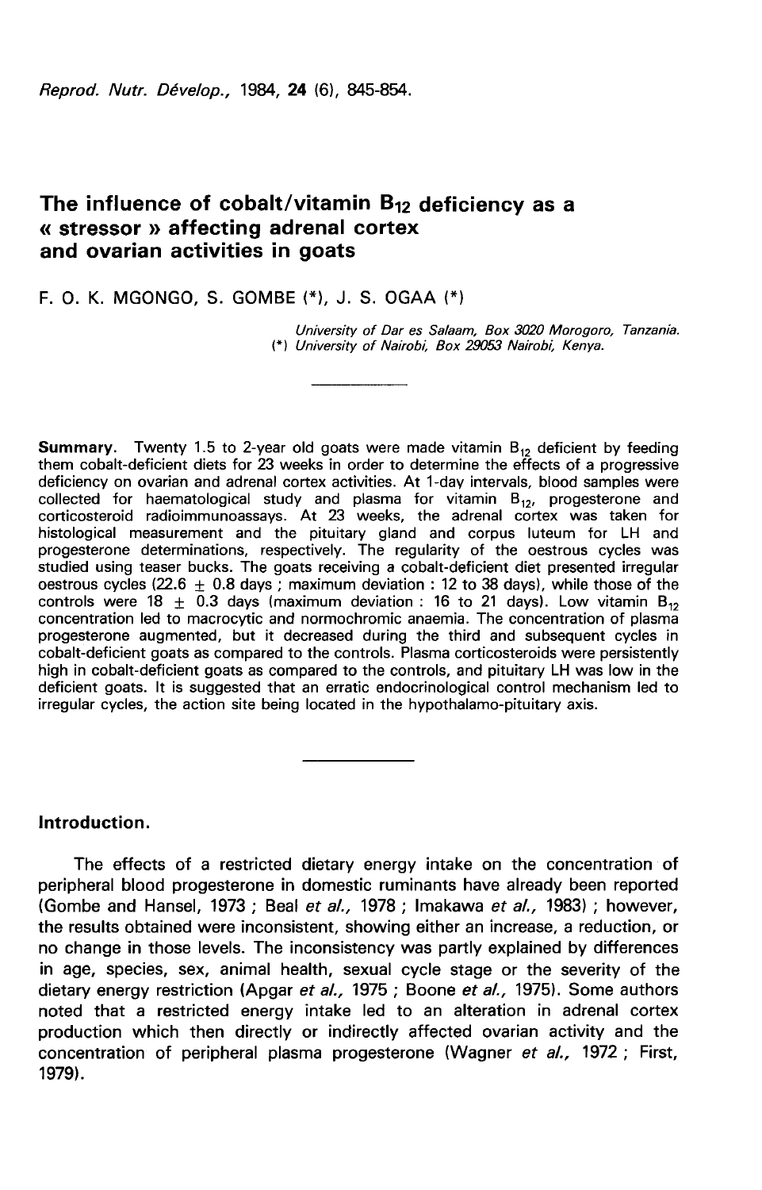# The influence of cobalt/vitamin $B_{12}$ deficiency as a « stressor » affecting adrenal cortex and ovarian activities in goats

F. O. K. MGONGO, S. GOMBE (*), J. S. OGAA (*)

*University of Dar es Salaam, Box 3020 Morogoro, Tanzania.*
*(*) University of Nairobi, Box 29053 Nairobi, Kenya.*

---

**Summary.** Twenty 1.5 to 2-year old goats were made vitamin $B_{12}$ deficient by feeding them cobalt-deficient diets for 23 weeks in order to determine the effects of a progressive deficiency on ovarian and adrenal cortex activities. At 1-day intervals, blood samples were collected for haematological study and plasma for vitamin $B_{12}$, progesterone and corticosteroid radioimmunoassays. At 23 weeks, the adrenal cortex was taken for histological measurement and the pituitary gland and corpus luteum for LH and progesterone determinations, respectively. The regularity of the oestrous cycles was studied using teaser bucks. The goats receiving a cobalt-deficient diet presented irregular oestrous cycles ($22.6 \pm 0.8$ days ; maximum deviation : 12 to 38 days), while those of the controls were $18 \pm 0.3$ days (maximum deviation : 16 to 21 days). Low vitamin $B_{12}$ concentration led to macrocytic and normochromic anaemia. The concentration of plasma progesterone augmented, but it decreased during the third and subsequent cycles in cobalt-deficient goats as compared to the controls. Plasma corticosteroids were persistently high in cobalt-deficient goats as compared to the controls, and pituitary LH was low in the deficient goats. It is suggested that an erratic endocrinological control mechanism led to irregular cycles, the action site being located in the hypothalamo-pituitary axis.

---

## Introduction.

The effects of a restricted dietary energy intake on the concentration of peripheral blood progesterone in domestic ruminants have already been reported (Gombe and Hansel, 1973 ; Beal *et al.*, 1978 ; Imakawa *et al.*, 1983) ; however, the results obtained were inconsistent, showing either an increase, a reduction, or no change in those levels. The inconsistency was partly explained by differences in age, species, sex, animal health, sexual cycle stage or the severity of the dietary energy restriction (Apgar *et al.*, 1975 ; Boone *et al.*, 1975). Some authors noted that a restricted energy intake led to an alteration in adrenal cortex production which then directly or indirectly affected ovarian activity and the concentration of peripheral plasma progesterone (Wagner *et al.*, 1972 ; First, 1979).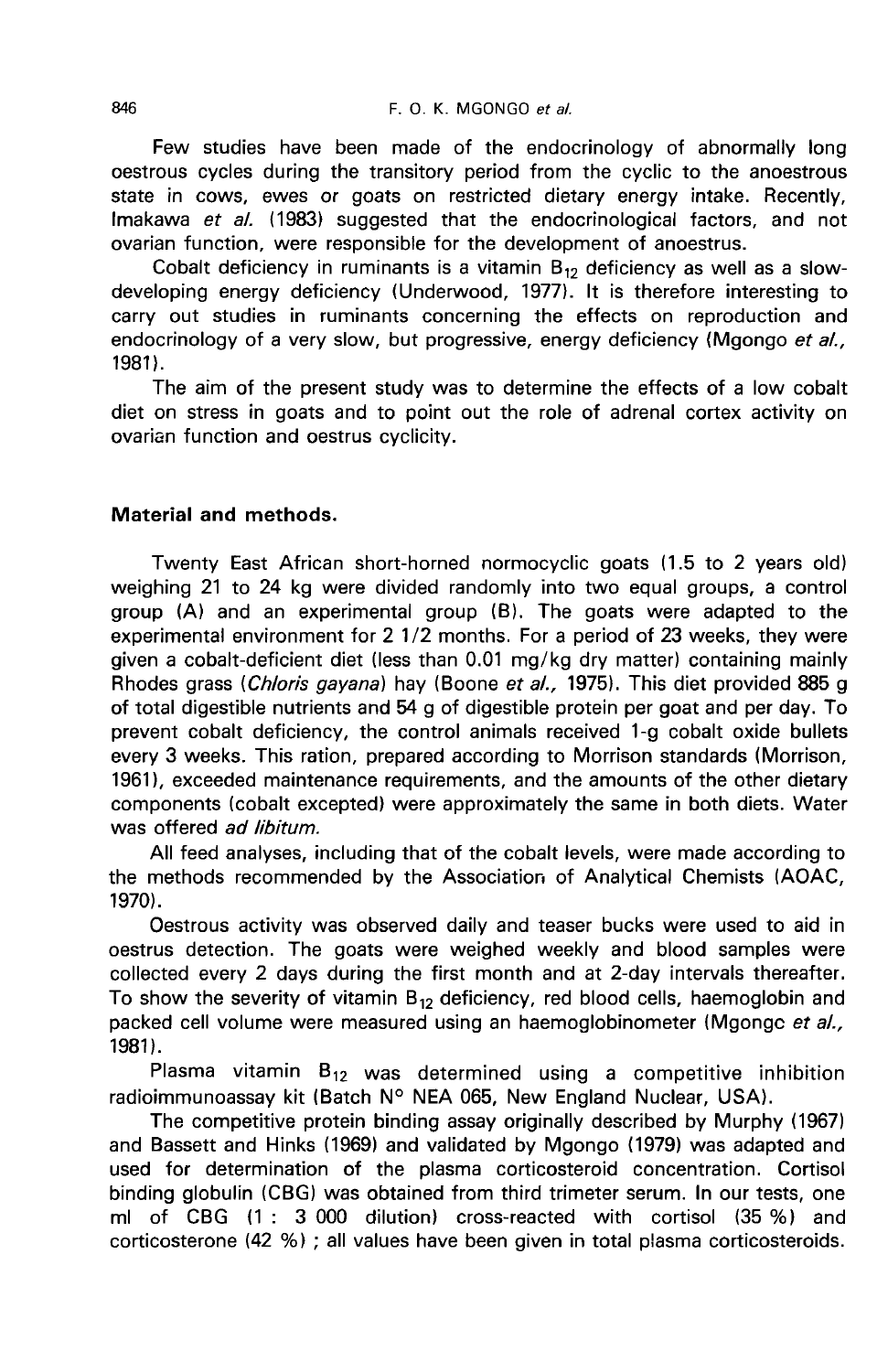Few studies have been made of the endocrinology of abnormally long oestrous cycles during the transitory period from the cyclic to the anoestrous state in cows, ewes or goats on restricted dietary energy intake. Recently, Imakawa *et al.* (1983) suggested that the endocrinological factors, and not ovarian function, were responsible for the development of anoestrus.

Cobalt deficiency in ruminants is a vitamin $B_{12}$ deficiency as well as a slow-developing energy deficiency (Underwood, 1977). It is therefore interesting to carry out studies in ruminants concerning the effects on reproduction and endocrinology of a very slow, but progressive, energy deficiency (Mgongo *et al.*, 1981).

The aim of the present study was to determine the effects of a low cobalt diet on stress in goats and to point out the role of adrenal cortex activity on ovarian function and oestrus cyclicity.

## Material and methods.

Twenty East African short-horned normocyclic goats (1.5 to 2 years old) weighing 21 to 24 kg were divided randomly into two equal groups, a control group (A) and an experimental group (B). The goats were adapted to the experimental environment for 2 1/2 months. For a period of 23 weeks, they were given a cobalt-deficient diet (less than 0.01 mg/kg dry matter) containing mainly Rhodes grass (*Chloris gayana*) hay (Boone *et al.*, 1975). This diet provided 885 g of total digestible nutrients and 54 g of digestible protein per goat and per day. To prevent cobalt deficiency, the control animals received 1-g cobalt oxide bullets every 3 weeks. This ration, prepared according to Morrison standards (Morrison, 1961), exceeded maintenance requirements, and the amounts of the other dietary components (cobalt excepted) were approximately the same in both diets. Water was offered *ad libitum*.

All feed analyses, including that of the cobalt levels, were made according to the methods recommended by the Association of Analytical Chemists (AOAC, 1970).

Oestrous activity was observed daily and teaser bucks were used to aid in oestrus detection. The goats were weighed weekly and blood samples were collected every 2 days during the first month and at 2-day intervals thereafter. To show the severity of vitamin $B_{12}$ deficiency, red blood cells, haemoglobin and packed cell volume were measured using an haemoglobinometer (Mgongc *et al.*, 1981).

Plasma vitamin $B_{12}$ was determined using a competitive inhibition radioimmunoassay kit (Batch N° NEA 065, New England Nuclear, USA).

The competitive protein binding assay originally described by Murphy (1967) and Bassett and Hinks (1969) and validated by Mgongo (1979) was adapted and used for determination of the plasma corticosteroid concentration. Cortisol binding globulin (CBG) was obtained from third trimeter serum. In our tests, one ml of CBG (1 : 3 000 dilution) cross-reacted with cortisol (35 %) and corticosterone (42 %) ; all values have been given in total plasma corticosteroids.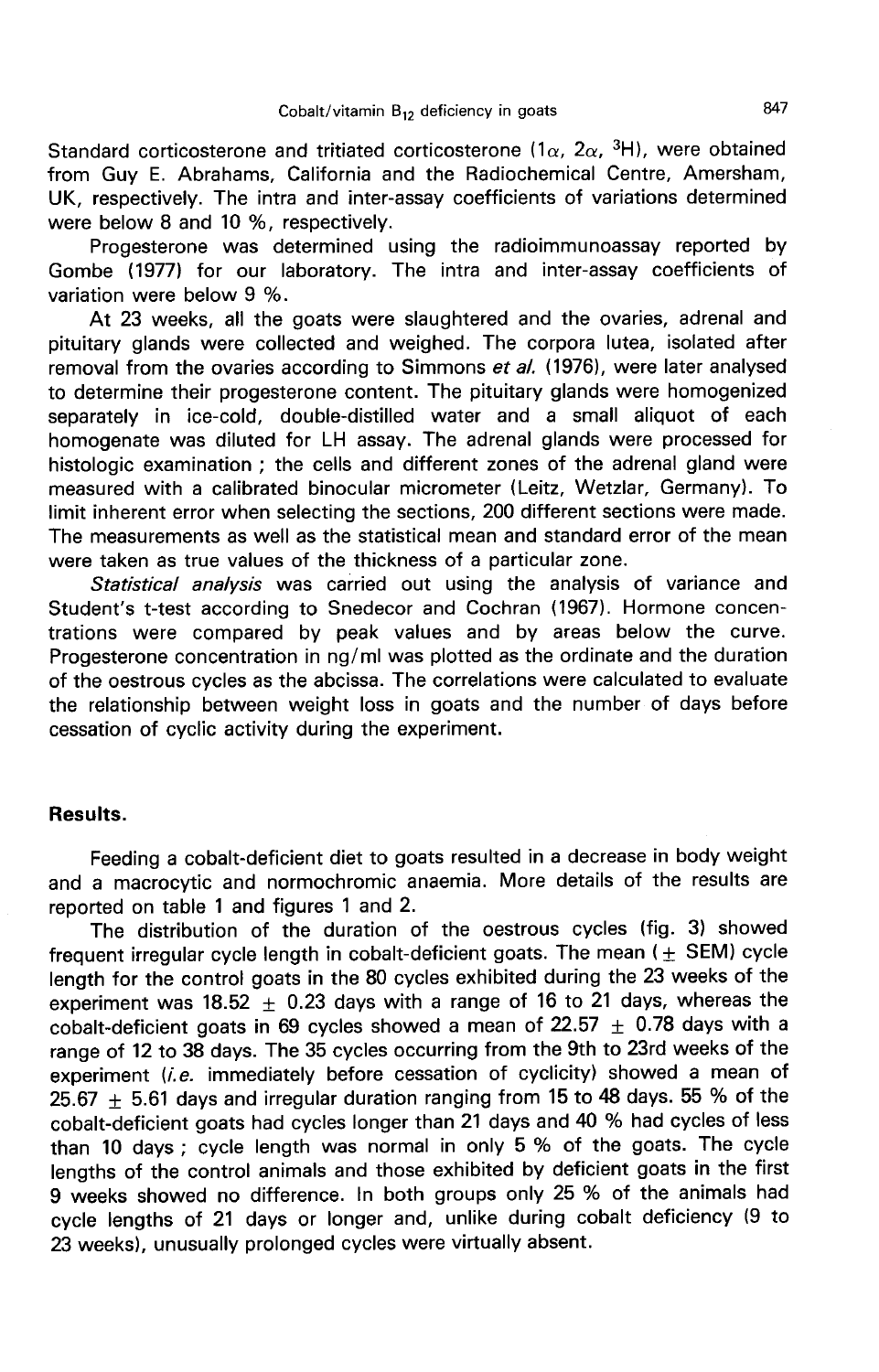Standard corticosterone and tritiated corticosterone ($1\alpha$, $2\alpha$, $^{3}H$), were obtained from Guy E. Abrahams, California and the Radiochemical Centre, Amersham, UK, respectively. The intra and inter-assay coefficients of variations determined were below 8 and 10 %, respectively.

Progesterone was determined using the radioimmunoassay reported by Gombe (1977) for our laboratory. The intra and inter-assay coefficients of variation were below 9 %.

At 23 weeks, all the goats were slaughtered and the ovaries, adrenal and pituitary glands were collected and weighed. The corpora lutea, isolated after removal from the ovaries according to Simmons *et al.* (1976), were later analysed to determine their progesterone content. The pituitary glands were homogenized separately in ice-cold, double-distilled water and a small aliquot of each homogenate was diluted for LH assay. The adrenal glands were processed for histologic examination ; the cells and different zones of the adrenal gland were measured with a calibrated binocular micrometer (Leitz, Wetzlar, Germany). To limit inherent error when selecting the sections, 200 different sections were made. The measurements as well as the statistical mean and standard error of the mean were taken as true values of the thickness of a particular zone.

*Statistical analysis* was carried out using the analysis of variance and Student's t-test according to Snedecor and Cochran (1967). Hormone concentrations were compared by peak values and by areas below the curve. Progesterone concentration in ng/ml was plotted as the ordinate and the duration of the oestrous cycles as the abcissa. The correlations were calculated to evaluate the relationship between weight loss in goats and the number of days before cessation of cyclic activity during the experiment.

## Results.

Feeding a cobalt-deficient diet to goats resulted in a decrease in body weight and a macrocytic and normochromic anaemia. More details of the results are reported on table 1 and figures 1 and 2.

The distribution of the duration of the oestrous cycles (fig. 3) showed frequent irregular cycle length in cobalt-deficient goats. The mean ($\pm$ SEM) cycle length for the control goats in the 80 cycles exhibited during the 23 weeks of the experiment was $18.52 \pm 0.23$ days with a range of 16 to 21 days, whereas the cobalt-deficient goats in 69 cycles showed a mean of $22.57 \pm 0.78$ days with a range of 12 to 38 days. The 35 cycles occurring from the 9th to 23rd weeks of the experiment (*i.e.* immediately before cessation of cyclicity) showed a mean of $25.67 \pm 5.61$ days and irregular duration ranging from 15 to 48 days. 55 % of the cobalt-deficient goats had cycles longer than 21 days and 40 % had cycles of less than 10 days ; cycle length was normal in only 5 % of the goats. The cycle lengths of the control animals and those exhibited by deficient goats in the first 9 weeks showed no difference. In both groups only 25 % of the animals had cycle lengths of 21 days or longer and, unlike during cobalt deficiency (9 to 23 weeks), unusually prolonged cycles were virtually absent.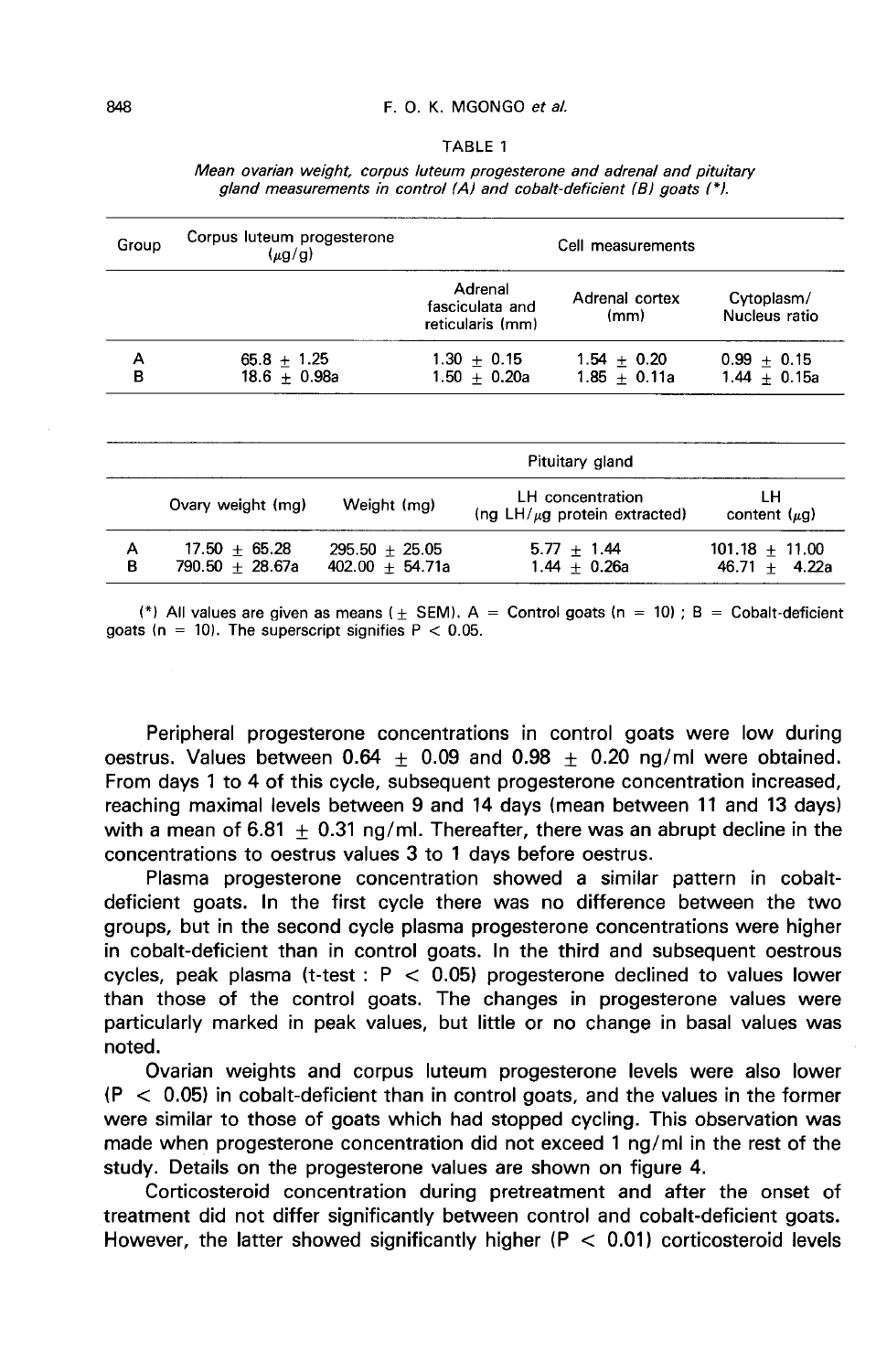TABLE 1

*Mean ovarian weight, corpus luteum progesterone and adrenal and pituitary gland measurements in control (A) and cobalt-deficient (B) goats (\*).*

| Group | Corpus luteum progesterone ($\mu$g/g) | Cell measurements | | |
|---|---|---|---|---|
| | | Adrenal fasciculata and reticularis (mm) | Adrenal cortex (mm) | Cytoplasm/ Nucleus ratio |
| A | 65.8 ± 1.25 | 1.30 ± 0.15 | 1.54 ± 0.20 | 0.99 ± 0.15 |
| B | 18.6 ± 0.98a | 1.50 ± 0.20a | 1.85 ± 0.11a | 1.44 ± 0.15a |

| | | Pituitary gland | | |
|---|---|---|---|---|
| | Ovary weight (mg) | Weight (mg) | LH concentration (ng LH/$\mu$g protein extracted) | LH content ($\mu$g) |
| A | 17.50 ± 65.28 | 295.50 ± 25.05 | 5.77 ± 1.44 | 101.18 ± 11.00 |
| B | 790.50 ± 28.67a | 402.00 ± 54.71a | 1.44 ± 0.26a | 46.71 ± 4.22a |

(\*) All values are given as means (± SEM). A = Control goats (n = 10) ; B = Cobalt-deficient goats (n = 10). The superscript signifies $P < 0.05$.

Peripheral progesterone concentrations in control goats were low during oestrus. Values between 0.64 ± 0.09 and 0.98 ± 0.20 ng/ml were obtained. From days 1 to 4 of this cycle, subsequent progesterone concentration increased, reaching maximal levels between 9 and 14 days (mean between 11 and 13 days) with a mean of 6.81 ± 0.31 ng/ml. Thereafter, there was an abrupt decline in the concentrations to oestrus values 3 to 1 days before oestrus.

Plasma progesterone concentration showed a similar pattern in cobalt-deficient goats. In the first cycle there was no difference between the two groups, but in the second cycle plasma progesterone concentrations were higher in cobalt-deficient than in control goats. In the third and subsequent oestrous cycles, peak plasma (t-test : $P < 0.05$) progesterone declined to values lower than those of the control goats. The changes in progesterone values were particularly marked in peak values, but little or no change in basal values was noted.

Ovarian weights and corpus luteum progesterone levels were also lower ($P < 0.05$) in cobalt-deficient than in control goats, and the values in the former were similar to those of goats which had stopped cycling. This observation was made when progesterone concentration did not exceed 1 ng/ml in the rest of the study. Details on the progesterone values are shown on figure 4.

Corticosteroid concentration during pretreatment and after the onset of treatment did not differ significantly between control and cobalt-deficient goats. However, the latter showed significantly higher ($P < 0.01$) corticosteroid levels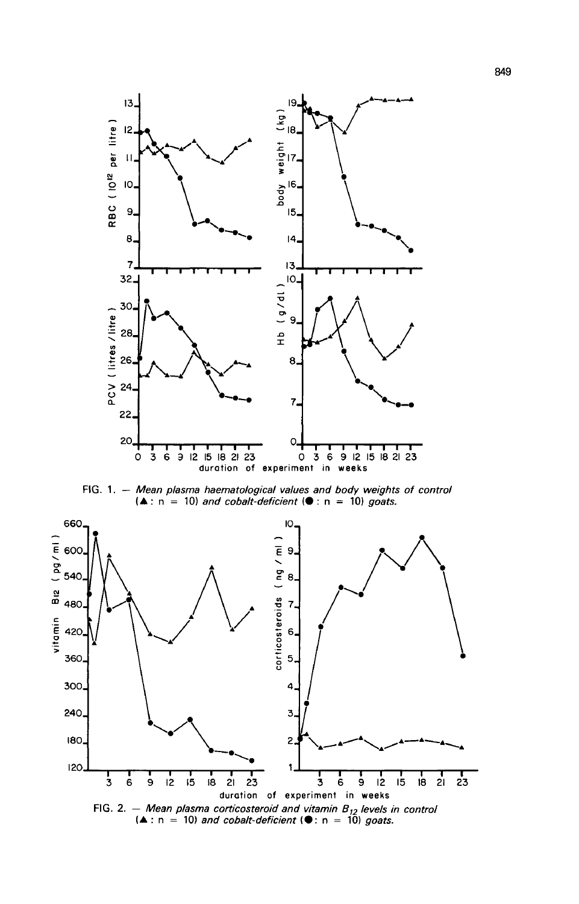FIG. 1. — *Mean plasma haematological values and body weights of control (▲ : n = 10) and cobalt-deficient (● : n = 10) goats.*

FIG. 2. — *Mean plasma corticosteroid and vitamin $B_{12}$ levels in control (▲ : n = 10) and cobalt-deficient (● : n = 10) goats.*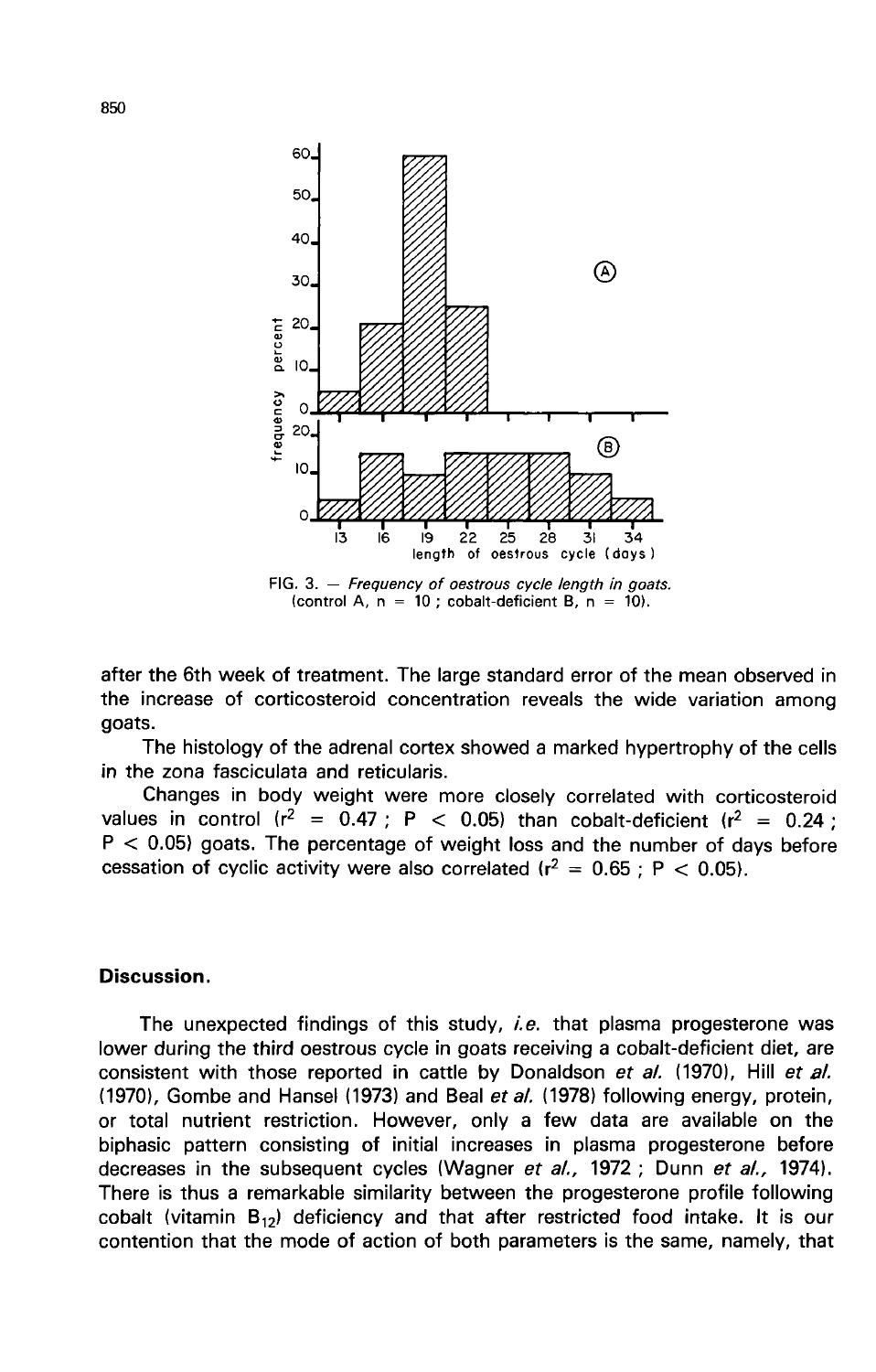FIG. 3. — *Frequency of oestrous cycle length in goats.* (control A, n = 10 ; cobalt-deficient B, n = 10).

after the 6th week of treatment. The large standard error of the mean observed in the increase of corticosteroid concentration reveals the wide variation among goats.

The histology of the adrenal cortex showed a marked hypertrophy of the cells in the zona fasciculata and reticularis.

Changes in body weight were more closely correlated with corticosteroid values in control ($r^2 = 0.47$ ; $P < 0.05$) than cobalt-deficient ($r^2 = 0.24$ ; $P < 0.05$) goats. The percentage of weight loss and the number of days before cessation of cyclic activity were also correlated ($r^2 = 0.65$ ; $P < 0.05$).

## Discussion.

The unexpected findings of this study, *i.e.* that plasma progesterone was lower during the third oestrous cycle in goats receiving a cobalt-deficient diet, are consistent with those reported in cattle by Donaldson *et al.* (1970), Hill *et al.* (1970), Gombe and Hansel (1973) and Beal *et al.* (1978) following energy, protein, or total nutrient restriction. However, only a few data are available on the biphasic pattern consisting of initial increases in plasma progesterone before decreases in the subsequent cycles (Wagner *et al.*, 1972 ; Dunn *et al.*, 1974). There is thus a remarkable similarity between the progesterone profile following cobalt (vitamin $B_{12}$) deficiency and that after restricted food intake. It is our contention that the mode of action of both parameters is the same, namely, that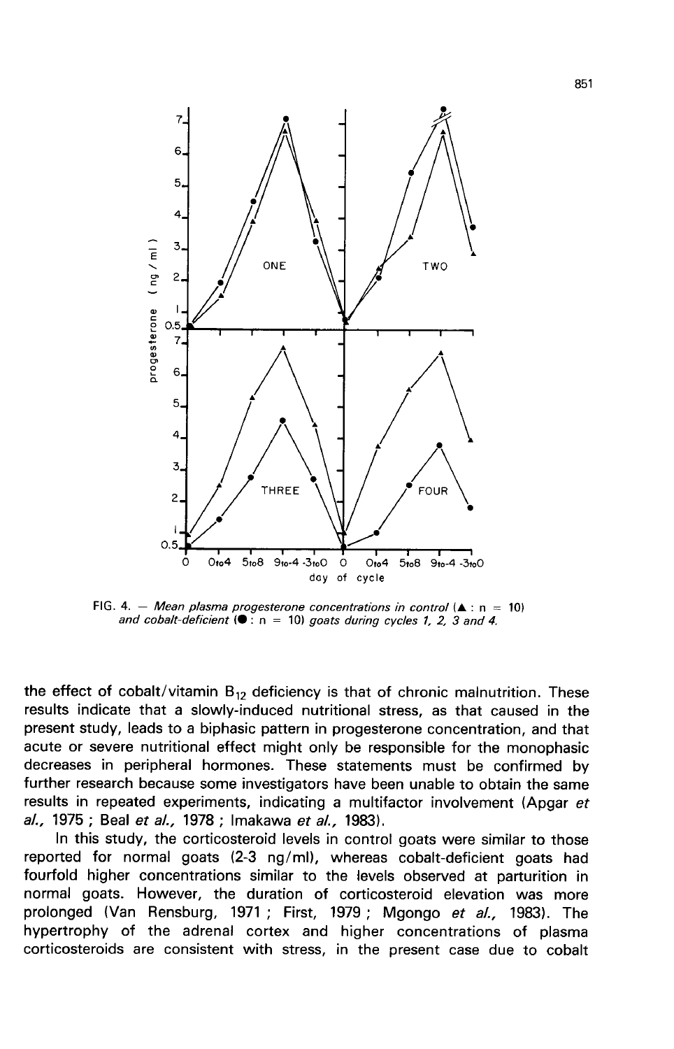FIG. 4. — *Mean plasma progesterone concentrations in control* (▲ : n = 10) *and cobalt-deficient* (● : n = 10) *goats during cycles 1, 2, 3 and 4.*

the effect of cobalt/vitamin $B_{12}$ deficiency is that of chronic malnutrition. These results indicate that a slowly-induced nutritional stress, as that caused in the present study, leads to a biphasic pattern in progesterone concentration, and that acute or severe nutritional effect might only be responsible for the monophasic decreases in peripheral hormones. These statements must be confirmed by further research because some investigators have been unable to obtain the same results in repeated experiments, indicating a multifactor involvement (Apgar *et al.*, 1975 ; Beal *et al.*, 1978 ; Imakawa *et al.*, 1983).

In this study, the corticosteroid levels in control goats were similar to those reported for normal goats (2-3 ng/ml), whereas cobalt-deficient goats had fourfold higher concentrations similar to the levels observed at parturition in normal goats. However, the duration of corticosteroid elevation was more prolonged (Van Rensburg, 1971 ; First, 1979 ; Mgongo *et al.*, 1983). The hypertrophy of the adrenal cortex and higher concentrations of plasma corticosteroids are consistent with stress, in the present case due to cobalt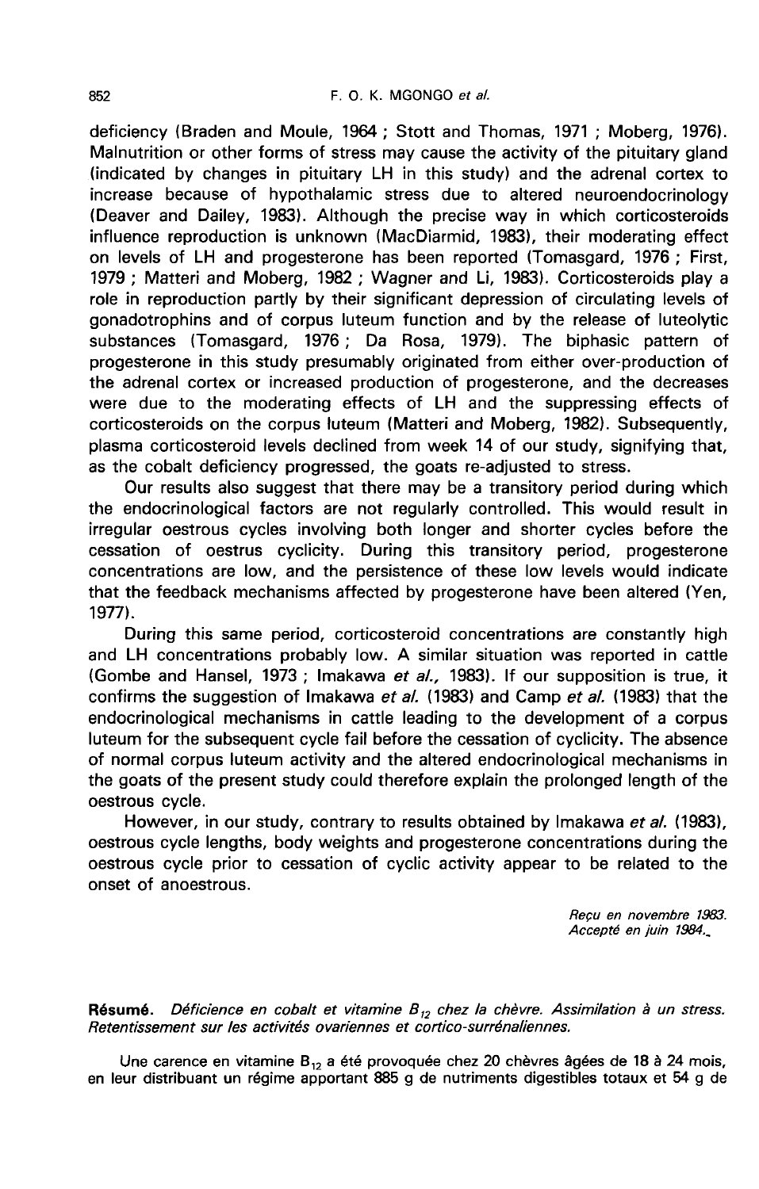deficiency (Braden and Moule, 1964 ; Stott and Thomas, 1971 ; Moberg, 1976). Malnutrition or other forms of stress may cause the activity of the pituitary gland (indicated by changes in pituitary LH in this study) and the adrenal cortex to increase because of hypothalamic stress due to altered neuroendocrinology (Deaver and Dailey, 1983). Although the precise way in which corticosteroids influence reproduction is unknown (MacDiarmid, 1983), their moderating effect on levels of LH and progesterone has been reported (Tomasgard, 1976 ; First, 1979 ; Matteri and Moberg, 1982 ; Wagner and Li, 1983). Corticosteroids play a role in reproduction partly by their significant depression of circulating levels of gonadotrophins and of corpus luteum function and by the release of luteolytic substances (Tomasgard, 1976 ; Da Rosa, 1979). The biphasic pattern of progesterone in this study presumably originated from either over-production of the adrenal cortex or increased production of progesterone, and the decreases were due to the moderating effects of LH and the suppressing effects of corticosteroids on the corpus luteum (Matteri and Moberg, 1982). Subsequently, plasma corticosteroid levels declined from week 14 of our study, signifying that, as the cobalt deficiency progressed, the goats re-adjusted to stress.

Our results also suggest that there may be a transitory period during which the endocrinological factors are not regularly controlled. This would result in irregular oestrous cycles involving both longer and shorter cycles before the cessation of oestrus cyclicity. During this transitory period, progesterone concentrations are low, and the persistence of these low levels would indicate that the feedback mechanisms affected by progesterone have been altered (Yen, 1977).

During this same period, corticosteroid concentrations are constantly high and LH concentrations probably low. A similar situation was reported in cattle (Gombe and Hansel, 1973 ; Imakawa *et al.,* 1983). If our supposition is true, it confirms the suggestion of Imakawa *et al.* (1983) and Camp *et al.* (1983) that the endocrinological mechanisms in cattle leading to the development of a corpus luteum for the subsequent cycle fail before the cessation of cyclicity. The absence of normal corpus luteum activity and the altered endocrinological mechanisms in the goats of the present study could therefore explain the prolonged length of the oestrous cycle.

However, in our study, contrary to results obtained by Imakawa *et al.* (1983), oestrous cycle lengths, body weights and progesterone concentrations during the oestrous cycle prior to cessation of cyclic activity appear to be related to the onset of anoestrous.

*Reçu en novembre 1983.*
*Accepté en juin 1984.*

**Résumé.** *Déficience en cobalt et vitamine $B_{12}$ chez la chèvre. Assimilation à un stress. Retentissement sur les activités ovariennes et cortico-surrénaliennes.*

Une carence en vitamine $B_{12}$ a été provoquée chez 20 chèvres âgées de 18 à 24 mois, en leur distribuant un régime apportant 885 g de nutriments digestibles totaux et 54 g de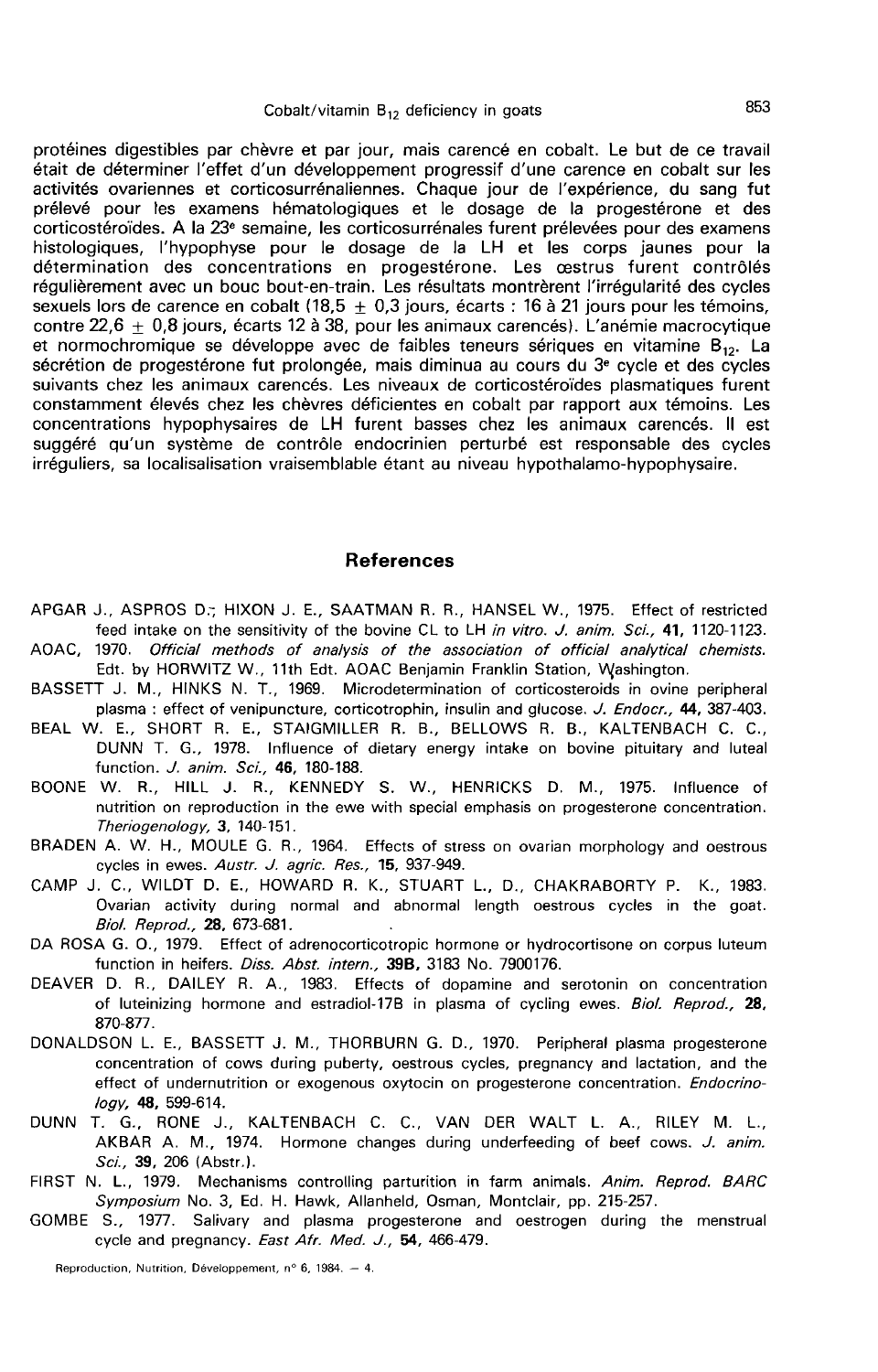protéines digestibles par chèvre et par jour, mais carencé en cobalt. Le but de ce travail était de déterminer l'effet d'un développement progressif d'une carence en cobalt sur les activités ovariennes et corticosurrénaliennes. Chaque jour de l'expérience, du sang fut prélevé pour les examens hématologiques et le dosage de la progestérone et des corticostéroïdes. A la 23e semaine, les corticosurrénales furent prélevées pour des examens histologiques, l'hypophyse pour le dosage de la LH et les corps jaunes pour la détermination des concentrations en progestérone. Les œstrus furent contrôlés régulièrement avec un bouc bout-en-train. Les résultats montrèrent l'irrégularité des cycles sexuels lors de carence en cobalt (18,5 $\pm$ 0,3 jours, écarts : 16 à 21 jours pour les témoins, contre 22,6 $\pm$ 0,8 jours, écarts 12 à 38, pour les animaux carencés). L'anémie macrocytique et normochromique se développe avec de faibles teneurs sériques en vitamine $B_{12}$. La sécrétion de progestérone fut prolongée, mais diminua au cours du 3e cycle et des cycles suivants chez les animaux carencés. Les niveaux de corticostéroïdes plasmatiques furent constamment élevés chez les chèvres déficientes en cobalt par rapport aux témoins. Les concentrations hypophysaires de LH furent basses chez les animaux carencés. Il est suggéré qu'un système de contrôle endocrinien perturbé est responsable des cycles irréguliers, sa localisalisation vraisemblable étant au niveau hypothalamo-hypophysaire.

## References

APGAR J., ASPROS D., HIXON J. E., SAATMAN R. R., HANSEL W., 1975. Effect of restricted feed intake on the sensitivity of the bovine CL to LH *in vitro*. *J. anim. Sci.*, **41**, 1120-1123.

AOAC, 1970. *Official methods of analysis of the association of official analytical chemists.* Edt. by HORWITZ W., 11th Edt. AOAC Benjamin Franklin Station, Washington.

BASSETT J. M., HINKS N. T., 1969. Microdetermination of corticosteroids in ovine peripheral plasma : effect of venipuncture, corticotrophin, insulin and glucose. *J. Endocr.*, **44**, 387-403.

BEAL W. E., SHORT R. E., STAIGMILLER R. B., BELLOWS R. B., KALTENBACH C. C., DUNN T. G., 1978. Influence of dietary energy intake on bovine pituitary and luteal function. *J. anim. Sci.*, **46**, 180-188.

BOONE W. R., HILL J. R., KENNEDY S. W., HENRICKS D. M., 1975. Influence of nutrition on reproduction in the ewe with special emphasis on progesterone concentration. *Theriogenology*, **3**, 140-151.

BRADEN A. W. H., MOULE G. R., 1964. Effects of stress on ovarian morphology and oestrous cycles in ewes. *Austr. J. agric. Res.*, **15**, 937-949.

CAMP J. C., WILDT D. E., HOWARD R. K., STUART L., D., CHAKRABORTY P. K., 1983. Ovarian activity during normal and abnormal length oestrous cycles in the goat. *Biol. Reprod.*, **28**, 673-681.

DA ROSA G. O., 1979. Effect of adrenocorticotropic hormone or hydrocortisone on corpus luteum function in heifers. *Diss. Abst. intern.*, **39B**, 3183 No. 7900176.

DEAVER D. R., DAILEY R. A., 1983. Effects of dopamine and serotonin on concentration of luteinizing hormone and estradiol-17B in plasma of cycling ewes. *Biol. Reprod.*, **28**, 870-877.

DONALDSON L. E., BASSETT J. M., THORBURN G. D., 1970. Peripheral plasma progesterone concentration of cows during puberty, oestrous cycles, pregnancy and lactation, and the effect of undernutrition or exogenous oxytocin on progesterone concentration. *Endocrinology*, **48**, 599-614.

DUNN T. G., RONE J., KALTENBACH C. C., VAN DER WALT L. A., RILEY M. L., AKBAR A. M., 1974. Hormone changes during underfeeding of beef cows. *J. anim. Sci.*, **39**, 206 (Abstr.).

FIRST N. L., 1979. Mechanisms controlling parturition in farm animals. *Anim. Reprod. BARC Symposium* No. 3, Ed. H. Hawk, Allanheld, Osman, Montclair, pp. 215-257.

GOMBE S., 1977. Salivary and plasma progesterone and oestrogen during the menstrual cycle and pregnancy. *East Afr. Med. J.*, **54**, 466-479.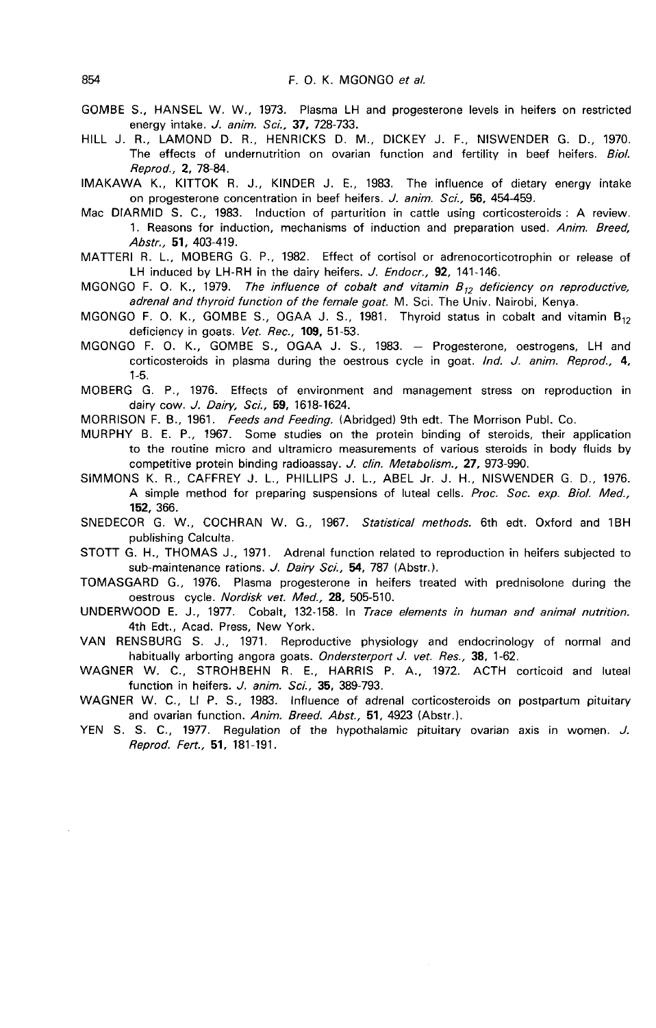GOMBE S., HANSEL W. W., 1973. Plasma LH and progesterone levels in heifers on restricted energy intake. *J. anim. Sci.*, **37**, 728-733.

HILL J. R., LAMOND D. R., HENRICKS D. M., DICKEY J. F., NISWENDER G. D., 1970. The effects of undernutrition on ovarian function and fertility in beef heifers. *Biol. Reprod.*, **2**, 78-84.

IMAKAWA K., KITTOK R. J., KINDER J. E., 1983. The influence of dietary energy intake on progesterone concentration in beef heifers. *J. anim. Sci.*, **56**, 454-459.

Mac DIARMID S. C., 1983. Induction of parturition in cattle using corticosteroids : A review. 1. Reasons for induction, mechanisms of induction and preparation used. *Anim. Breed, Abstr.*, **51**, 403-419.

MATTERI R. L., MOBERG G. P., 1982. Effect of cortisol or adrenocorticotrophin or release of LH induced by LH-RH in the dairy heifers. *J. Endocr.*, **92**, 141-146.

MGONGO F. O. K., 1979. *The influence of cobalt and vitamin $B_{12}$ deficiency on reproductive, adrenal and thyroid function of the female goat.* M. Sci. The Univ. Nairobi, Kenya.

MGONGO F. O. K., GOMBE S., OGAA J. S., 1981. Thyroid status in cobalt and vitamin $B_{12}$ deficiency in goats. *Vet. Rec.*, **109**, 51-53.

MGONGO F. O. K., GOMBE S., OGAA J. S., 1983. — Progesterone, oestrogens, LH and corticosteroids in plasma during the oestrous cycle in goat. *Ind. J. anim. Reprod.*, **4**, 1-5.

MOBERG G. P., 1976. Effects of environment and management stress on reproduction in dairy cow. *J. Dairy, Sci.*, **59**, 1618-1624.

MORRISON F. B., 1961. *Feeds and Feeding.* (Abridged) 9th edt. The Morrison Publ. Co.

MURPHY B. E. P., 1967. Some studies on the protein binding of steroids, their application to the routine micro and ultramicro measurements of various steroids in body fluids by competitive protein binding radioassay. *J. clin. Metabolism.*, **27**, 973-990.

SIMMONS K. R., CAFFREY J. L., PHILLIPS J. L., ABEL Jr. J. H., NISWENDER G. D., 1976. A simple method for preparing suspensions of luteal cells. *Proc. Soc. exp. Biol. Med.*, **152**, 366.

SNEDECOR G. W., COCHRAN W. G., 1967. *Statistical methods.* 6th edt. Oxford and 1BH publishing Calculta.

STOTT G. H., THOMAS J., 1971. Adrenal function related to reproduction in heifers subjected to sub-maintenance rations. *J. Dairy Sci.*, **54**, 787 (Abstr.).

TOMASGARD G., 1976. Plasma progesterone in heifers treated with prednisolone during the oestrous cycle. *Nordisk vet. Med.*, **28**, 505-510.

UNDERWOOD E. J., 1977. Cobalt, 132-158. In *Trace elements in human and animal nutrition.* 4th Edt., Acad. Press, New York.

VAN RENSBURG S. J., 1971. Reproductive physiology and endocrinology of normal and habitually arborting angora goats. *Ondersterport J. vet. Res.*, **38**, 1-62.

WAGNER W. C., STROHBEHN R. E., HARRIS P. A., 1972. ACTH corticoid and luteal function in heifers. *J. anim. Sci.*, **35**, 389-793.

WAGNER W. C., LI P. S., 1983. Influence of adrenal corticosteroids on postpartum pituitary and ovarian function. *Anim. Breed. Abst.*, **51**, 4923 (Abstr.).

YEN S. S. C., 1977. Regulation of the hypothalamic pituitary ovarian axis in women. *J. Reprod. Fert.*, **51**, 181-191.